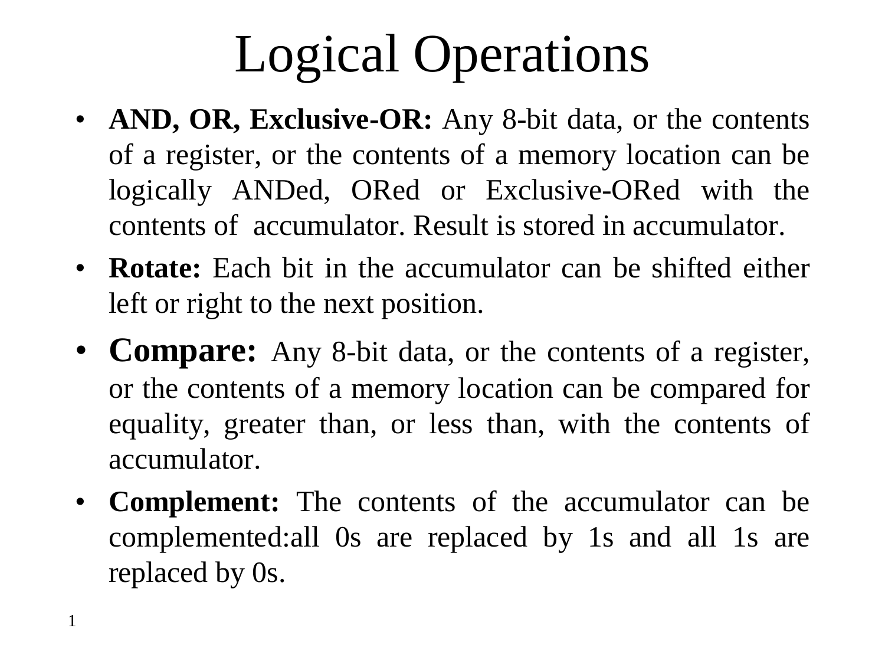# Logical Operations

- **AND, OR, Exclusive-OR:** Any 8-bit data, or the contents of a register, or the contents of a memory location can be logically ANDed, ORed or Exclusive-ORed with the contents of accumulator. Result is stored in accumulator.
- **Rotate:** Each bit in the accumulator can be shifted either left or right to the next position.
- **Compare:** Any 8-bit data, or the contents of a register, or the contents of a memory location can be compared for equality, greater than, or less than, with the contents of accumulator.
- **Complement:** The contents of the accumulator can be complemented:all 0s are replaced by 1s and all 1s are replaced by 0s.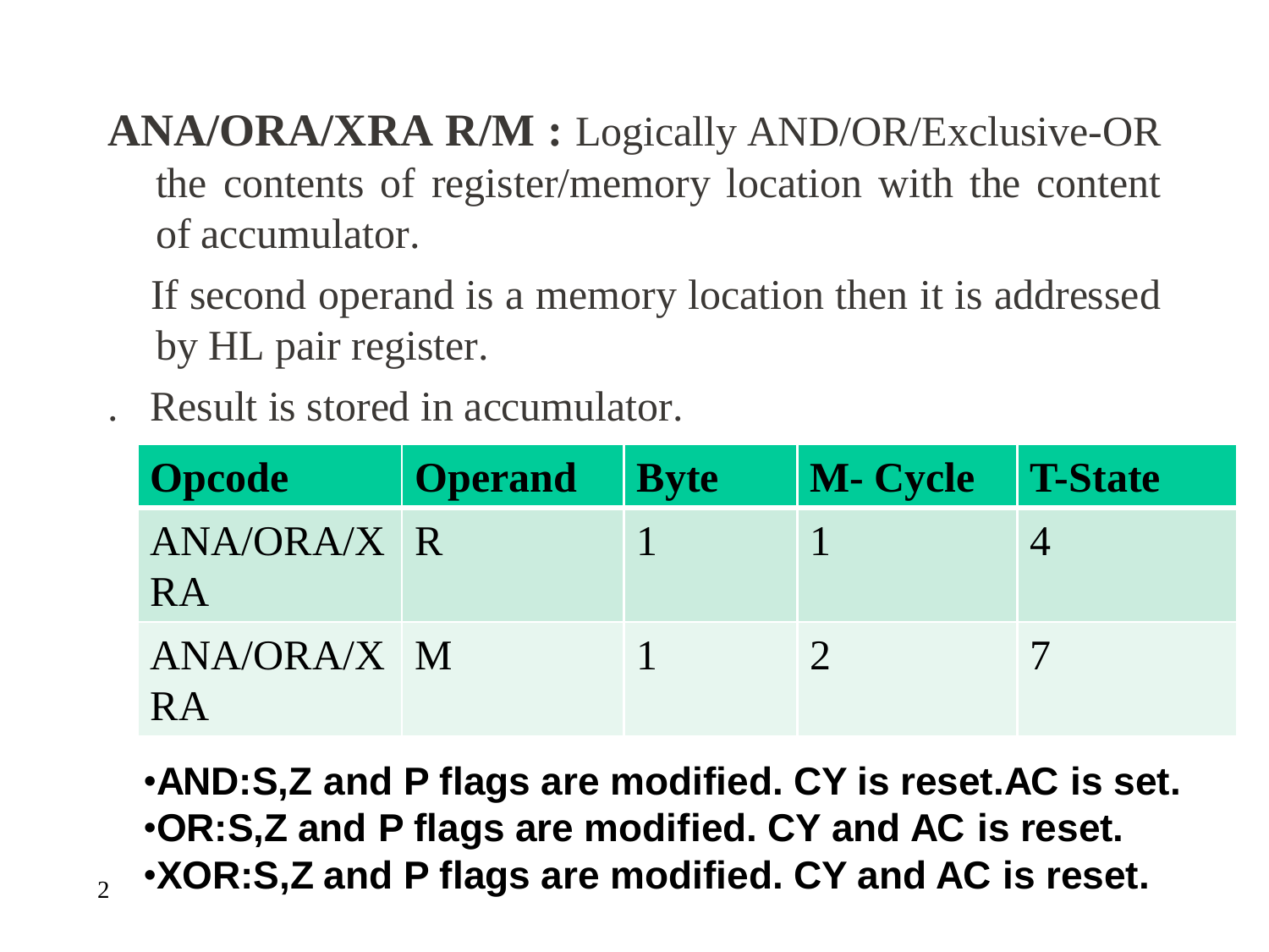**ANA/ORA/XRA R/M :** Logically AND/OR/Exclusive-OR the contents of register/memory location with the content of accumulator.

If second operand is a memory location then it is addressed by HL pair register.

. Result is stored in accumulator.

| Opcode | Operand | Byte | M- Cycle | T-State |
| --- | --- | --- | --- | --- |
| ANA/ORA/XRA | R | 1 | 1 | 4 |
| ANA/ORA/XRA | M | 1 | 2 | 7 |

- **AND:S,Z and P flags are modified. CY is reset.AC is set.**
- **OR:S,Z and P flags are modified. CY and AC is reset.**
- **XOR:S,Z and P flags are modified. CY and AC is reset.**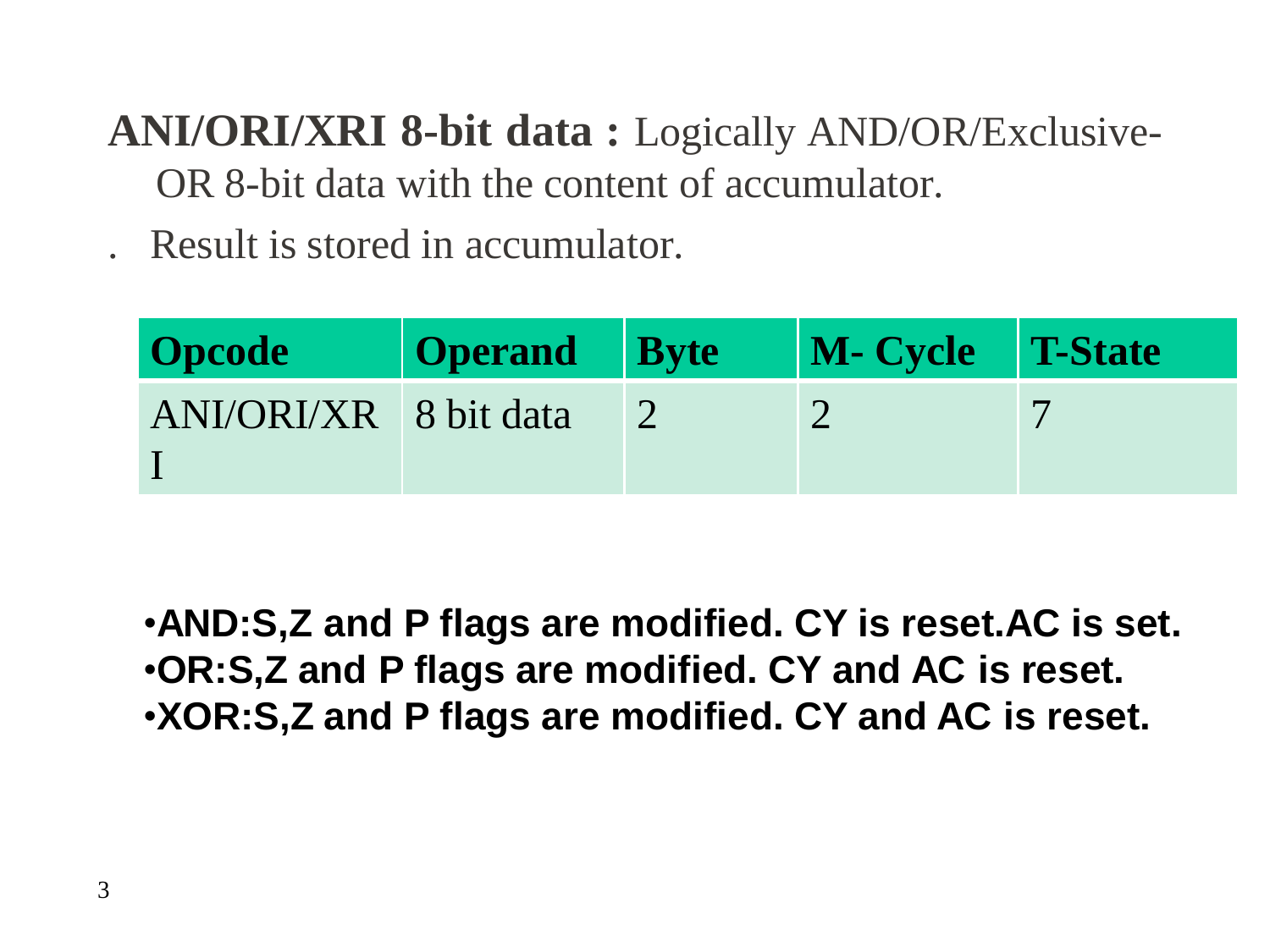**ANI/ORI/XRI 8-bit data :** Logically AND/OR/Exclusive-OR 8-bit data with the content of accumulator.

. Result is stored in accumulator.

| Opcode | Operand | Byte | M- Cycle | T-State |
|---|---|---|---|---|
| ANI/ORI/XRI | 8 bit data | 2 | 2 | 7 |

- **AND:S,Z and P flags are modified. CY is reset.AC is set.**
- **OR:S,Z and P flags are modified. CY and AC is reset.**
- **XOR:S,Z and P flags are modified. CY and AC is reset.**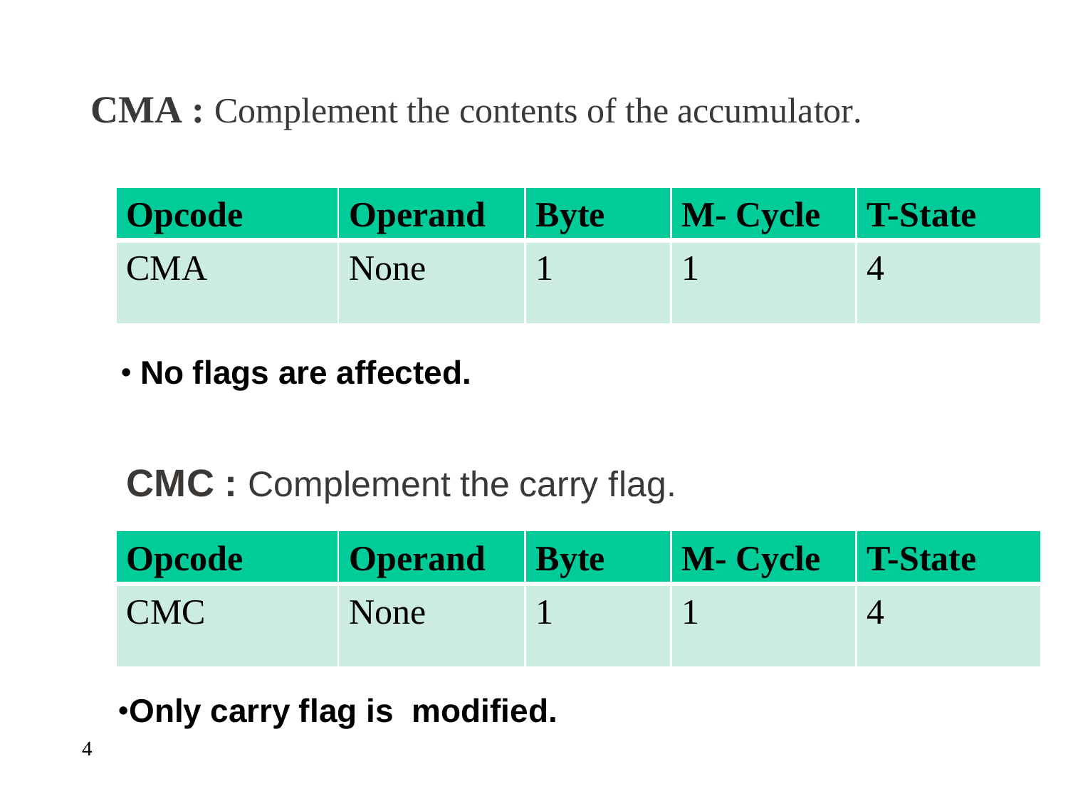**CMA :** Complement the contents of the accumulator.

| Opcode | Operand | Byte | M- Cycle | T-State |
|---|---|---|---|---|
| CMA | None | 1 | 1 | 4 |

- **No flags are affected.**

**CMC :** Complement the carry flag.

| Opcode | Operand | Byte | M- Cycle | T-State |
|---|---|---|---|---|
| CMC | None | 1 | 1 | 4 |

- **Only carry flag is modified.**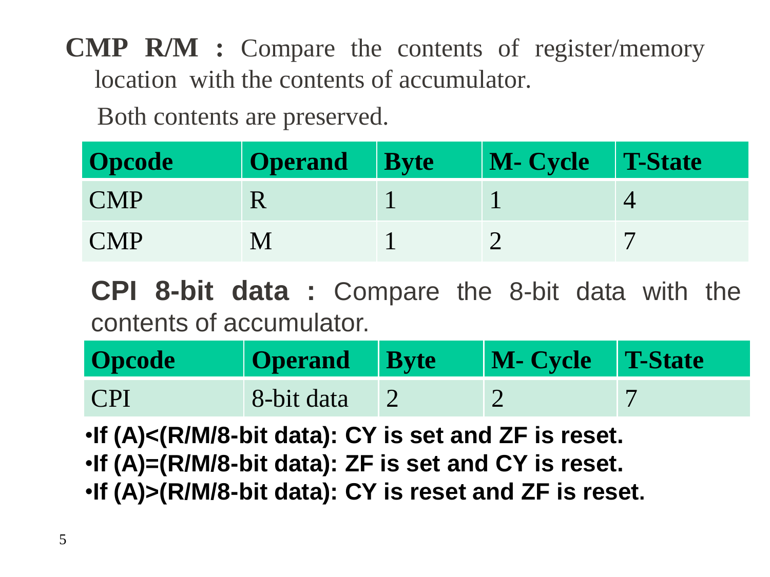**CMP R/M :** Compare the contents of register/memory location with the contents of accumulator.

Both contents are preserved.

| Opcode | Operand | Byte | M- Cycle | T-State |
|---|---|---|---|---|
| CMP | R | 1 | 1 | 4 |
| CMP | M | 1 | 2 | 7 |

**CPI 8-bit data :** Compare the 8-bit data with the contents of accumulator.

| Opcode | Operand | Byte | M- Cycle | T-State |
|---|---|---|---|---|
| CPI | 8-bit data | 2 | 2 | 7 |

- **If (A)<(R/M/8-bit data): CY is set and ZF is reset.**
- **If (A)=(R/M/8-bit data): ZF is set and CY is reset.**
- **If (A)>(R/M/8-bit data): CY is reset and ZF is reset.**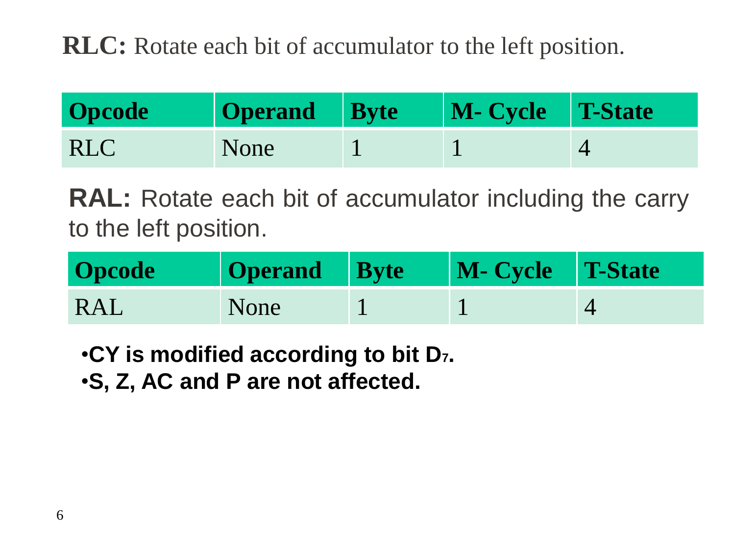**RLC:** Rotate each bit of accumulator to the left position.

| Opcode | Operand | Byte | M- Cycle | T-State |
| --- | --- | --- | --- | --- |
| RLC | None | 1 | 1 | 4 |

**RAL:** Rotate each bit of accumulator including the carry to the left position.

| Opcode | Operand | Byte | M- Cycle | T-State |
| --- | --- | --- | --- | --- |
| RAL | None | 1 | 1 | 4 |

- **CY is modified according to bit $D_7$.**
- **S, Z, AC and P are not affected.**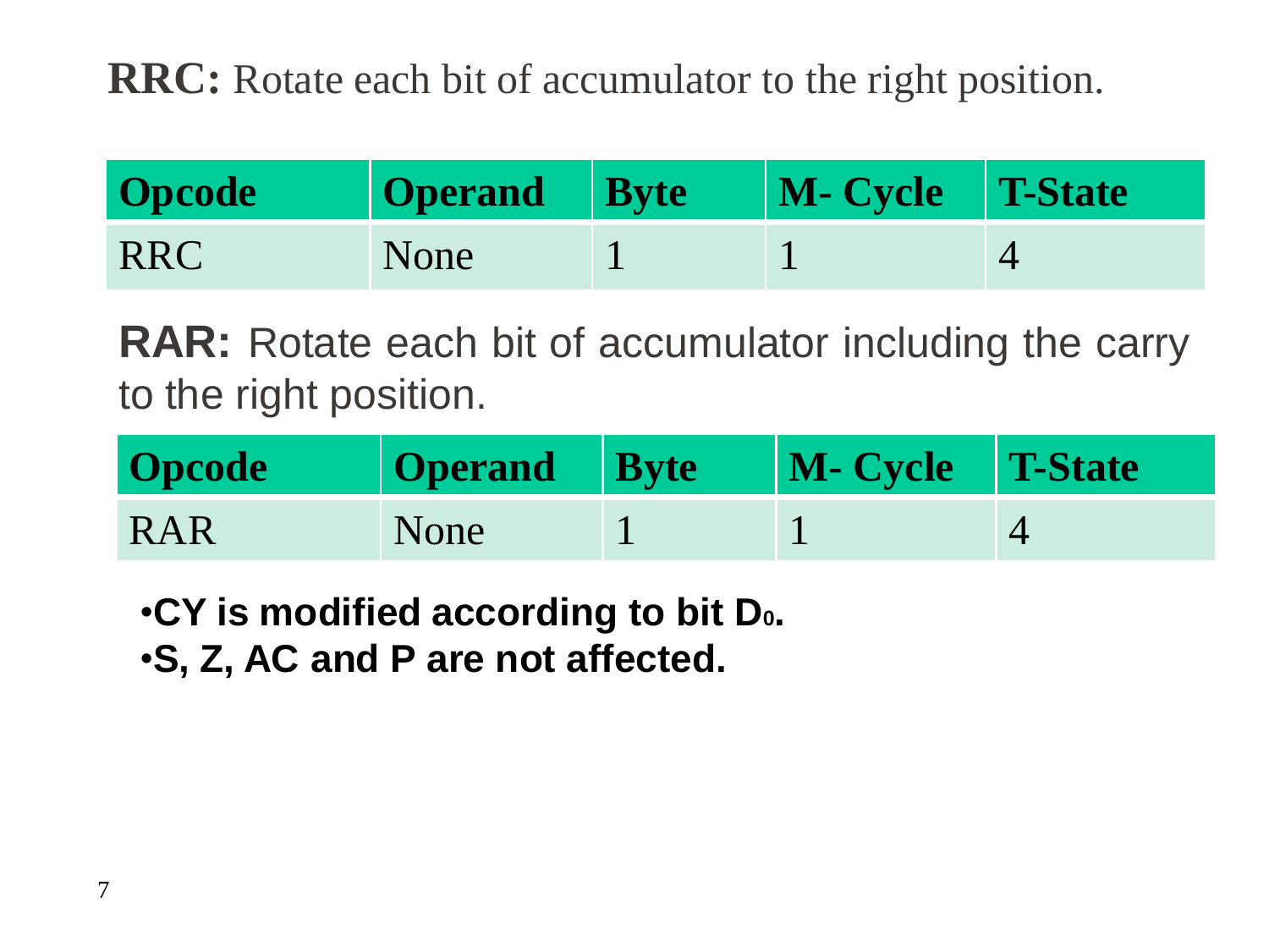**RRC:** Rotate each bit of accumulator to the right position.

| Opcode | Operand | Byte | M- Cycle | T-State |
|---|---|---|---|---|
| RRC | None | 1 | 1 | 4 |

**RAR:** Rotate each bit of accumulator including the carry to the right position.

| Opcode | Operand | Byte | M- Cycle | T-State |
|---|---|---|---|---|
| RAR | None | 1 | 1 | 4 |

- **CY is modified according to bit $D_0$.**
- **S, Z, AC and P are not affected.**